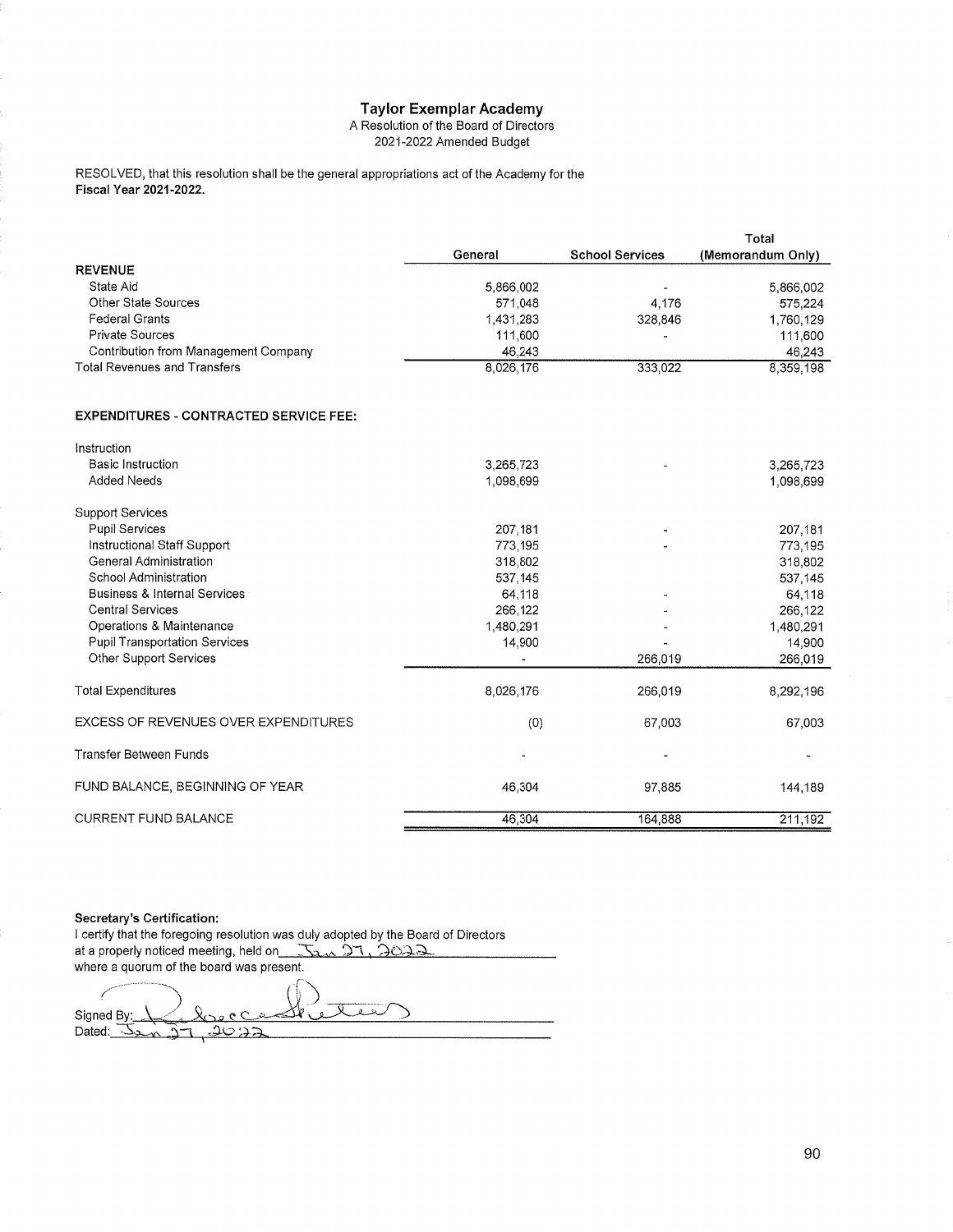# Taylor Exemplar Academy

A Resolution of the Board of Directors
2021-2022 Amended Budget

RESOLVED, that this resolution shall be the general appropriations act of the Academy for the **Fiscal Year 2021-2022.**

| | General | School Services | Total (Memorandum Only) |
|---|---|---|---|
| **REVENUE** | | | |
| State Aid | 5,866,002 | - | 5,866,002 |
| Other State Sources | 571,048 | 4,176 | 575,224 |
| Federal Grants | 1,431,283 | 328,846 | 1,760,129 |
| Private Sources | 111,600 | - | 111,600 |
| Contribution from Management Company | 46,243 | | 46,243 |
| Total Revenues and Transfers | 8,026,176 | 333,022 | 8,359,198 |
| | | | |
| **EXPENDITURES - CONTRACTED SERVICE FEE:** | | | |
| Instruction | | | |
| Basic Instruction | 3,265,723 | - | 3,265,723 |
| Added Needs | 1,098,699 | | 1,098,699 |
| Support Services | | | |
| Pupil Services | 207,181 | - | 207,181 |
| Instructional Staff Support | 773,195 | - | 773,195 |
| General Administration | 318,802 | | 318,802 |
| School Administration | 537,145 | | 537,145 |
| Business & Internal Services | 64,118 | - | 64,118 |
| Central Services | 266,122 | - | 266,122 |
| Operations & Maintenance | 1,480,291 | - | 1,480,291 |
| Pupil Transportation Services | 14,900 | - | 14,900 |
| Other Support Services | - | 266,019 | 266,019 |
| Total Expenditures | 8,026,176 | 266,019 | 8,292,196 |
| EXCESS OF REVENUES OVER EXPENDITURES | (0) | 67,003 | 67,003 |
| Transfer Between Funds | - | - | - |
| FUND BALANCE, BEGINNING OF YEAR | 46,304 | 97,885 | 144,189 |
| CURRENT FUND BALANCE | 46,304 | 164,888 | 211,192 |

**Secretary's Certification:**

I certify that the foregoing resolution was duly adopted by the Board of Directors at a properly noticed meeting, held on Jan 27, 2022 where a quorum of the board was present.

Signed By: [signature]

Dated: Jan 27, 2022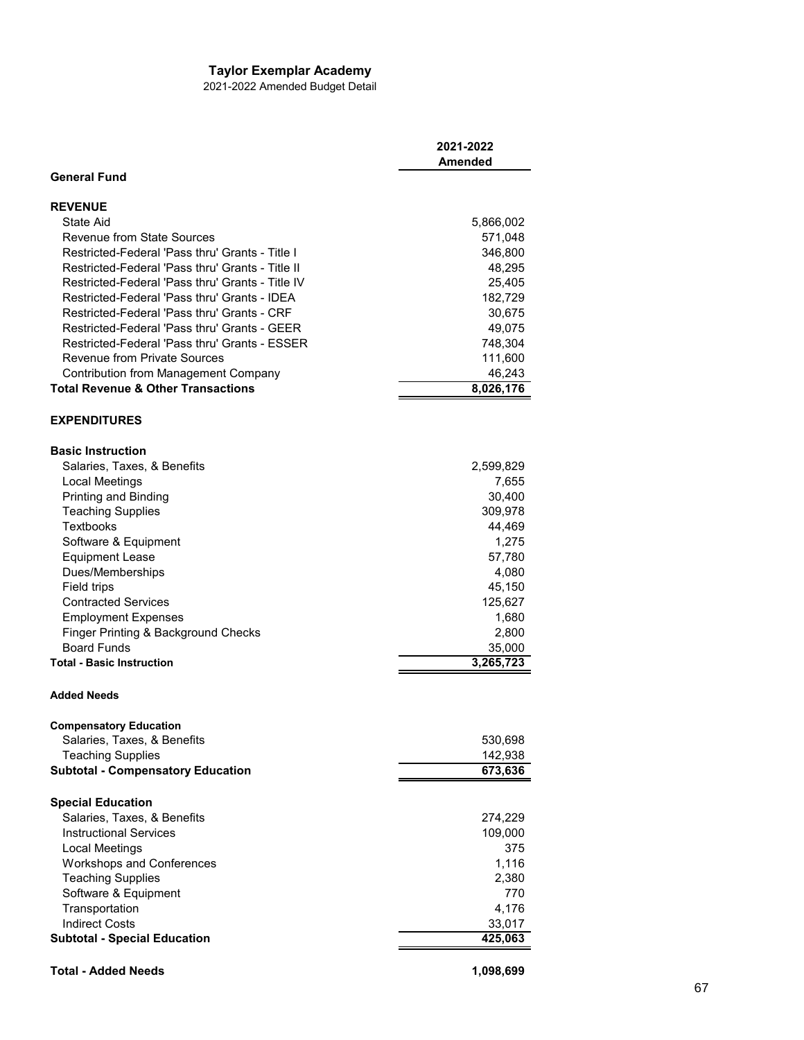# Taylor Exemplar Academy

2021-2022 Amended Budget Detail

| | 2021-2022 Amended |
|---|---|
| **General Fund** | |
| | |
| **REVENUE** | |
| State Aid | 5,866,002 |
| Revenue from State Sources | 571,048 |
| Restricted-Federal 'Pass thru' Grants - Title I | 346,800 |
| Restricted-Federal 'Pass thru' Grants - Title II | 48,295 |
| Restricted-Federal 'Pass thru' Grants - Title IV | 25,405 |
| Restricted-Federal 'Pass thru' Grants - IDEA | 182,729 |
| Restricted-Federal 'Pass thru' Grants - CRF | 30,675 |
| Restricted-Federal 'Pass thru' Grants - GEER | 49,075 |
| Restricted-Federal 'Pass thru' Grants - ESSER | 748,304 |
| Revenue from Private Sources | 111,600 |
| Contribution from Management Company | 46,243 |
| **Total Revenue & Other Transactions** | **8,026,176** |
| | |
| **EXPENDITURES** | |
| | |
| **Basic Instruction** | |
| Salaries, Taxes, & Benefits | 2,599,829 |
| Local Meetings | 7,655 |
| Printing and Binding | 30,400 |
| Teaching Supplies | 309,978 |
| Textbooks | 44,469 |
| Software & Equipment | 1,275 |
| Equipment Lease | 57,780 |
| Dues/Memberships | 4,080 |
| Field trips | 45,150 |
| Contracted Services | 125,627 |
| Employment Expenses | 1,680 |
| Finger Printing & Background Checks | 2,800 |
| Board Funds | 35,000 |
| **Total - Basic Instruction** | **3,265,723** |
| | |
| **Added Needs** | |
| | |
| **Compensatory Education** | |
| Salaries, Taxes, & Benefits | 530,698 |
| Teaching Supplies | 142,938 |
| **Subtotal - Compensatory Education** | **673,636** |
| | |
| **Special Education** | |
| Salaries, Taxes, & Benefits | 274,229 |
| Instructional Services | 109,000 |
| Local Meetings | 375 |
| Workshops and Conferences | 1,116 |
| Teaching Supplies | 2,380 |
| Software & Equipment | 770 |
| Transportation | 4,176 |
| Indirect Costs | 33,017 |
| **Subtotal - Special Education** | **425,063** |
| | |
| **Total - Added Needs** | **1,098,699** |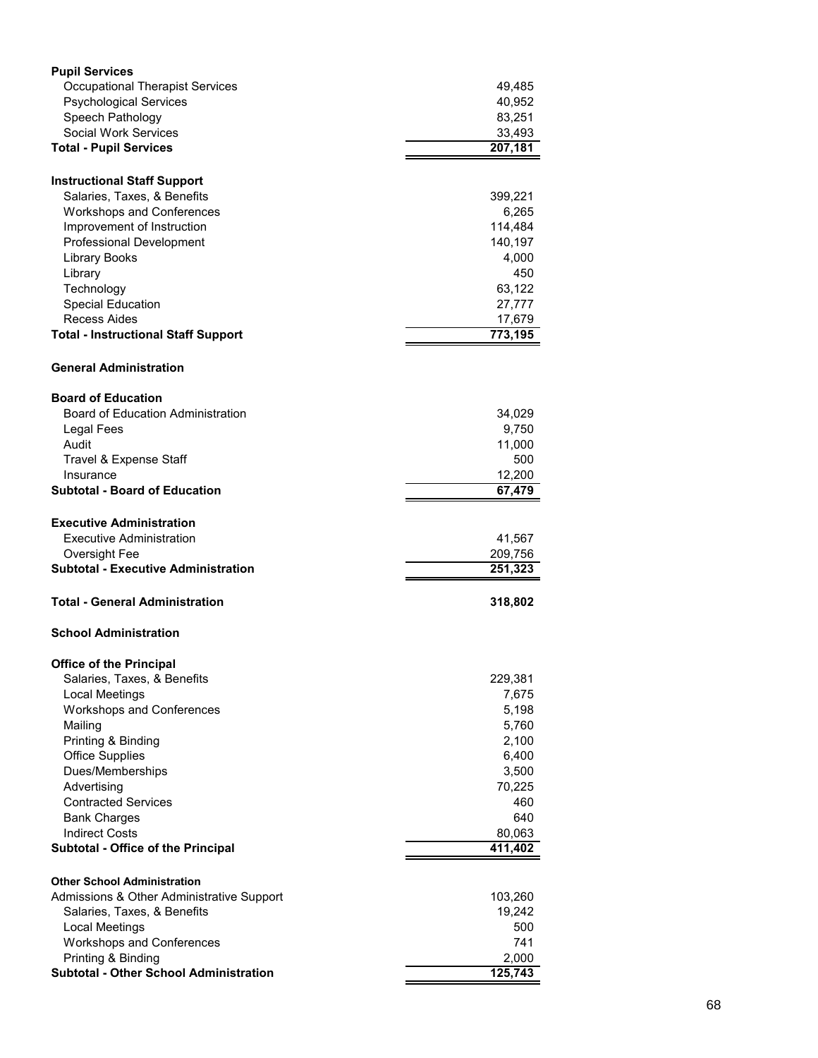| | |
|---|---|
| **Pupil Services** | |
| Occupational Therapist Services | 49,485 |
| Psychological Services | 40,952 |
| Speech Pathology | 83,251 |
| Social Work Services | 33,493 |
| **Total - Pupil Services** | **207,181** |
| | |
| **Instructional Staff Support** | |
| Salaries, Taxes, & Benefits | 399,221 |
| Workshops and Conferences | 6,265 |
| Improvement of Instruction | 114,484 |
| Professional Development | 140,197 |
| Library Books | 4,000 |
| Library | 450 |
| Technology | 63,122 |
| Special Education | 27,777 |
| Recess Aides | 17,679 |
| **Total - Instructional Staff Support** | **773,195** |
| | |
| **General Administration** | |
| | |
| **Board of Education** | |
| Board of Education Administration | 34,029 |
| Legal Fees | 9,750 |
| Audit | 11,000 |
| Travel & Expense Staff | 500 |
| Insurance | 12,200 |
| **Subtotal - Board of Education** | **67,479** |
| | |
| **Executive Administration** | |
| Executive Administration | 41,567 |
| Oversight Fee | 209,756 |
| **Subtotal - Executive Administration** | **251,323** |
| | |
| **Total - General Administration** | **318,802** |
| | |
| **School Administration** | |
| | |
| **Office of the Principal** | |
| Salaries, Taxes, & Benefits | 229,381 |
| Local Meetings | 7,675 |
| Workshops and Conferences | 5,198 |
| Mailing | 5,760 |
| Printing & Binding | 2,100 |
| Office Supplies | 6,400 |
| Dues/Memberships | 3,500 |
| Advertising | 70,225 |
| Contracted Services | 460 |
| Bank Charges | 640 |
| Indirect Costs | 80,063 |
| **Subtotal - Office of the Principal** | **411,402** |
| | |
| **Other School Administration** | |
| Admissions & Other Administrative Support | 103,260 |
| Salaries, Taxes, & Benefits | 19,242 |
| Local Meetings | 500 |
| Workshops and Conferences | 741 |
| Printing & Binding | 2,000 |
| **Subtotal - Other School Administration** | **125,743** |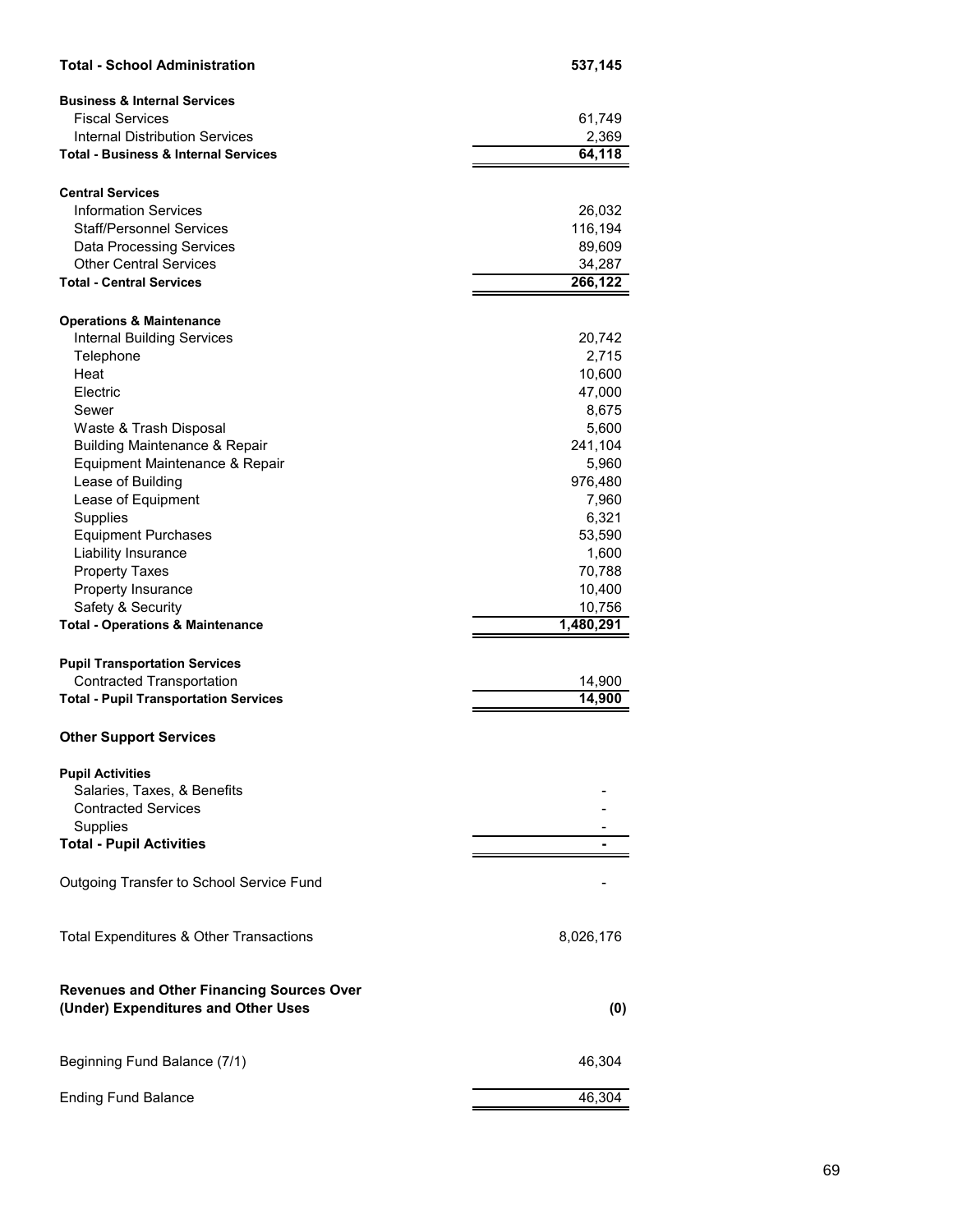| | |
|---|---|
| **Total - School Administration** | **537,145** |
| | |
| **Business & Internal Services** | |
| Fiscal Services | 61,749 |
| Internal Distribution Services | 2,369 |
| **Total - Business & Internal Services** | **64,118** |
| | |
| **Central Services** | |
| Information Services | 26,032 |
| Staff/Personnel Services | 116,194 |
| Data Processing Services | 89,609 |
| Other Central Services | 34,287 |
| **Total - Central Services** | **266,122** |
| | |
| **Operations & Maintenance** | |
| Internal Building Services | 20,742 |
| Telephone | 2,715 |
| Heat | 10,600 |
| Electric | 47,000 |
| Sewer | 8,675 |
| Waste & Trash Disposal | 5,600 |
| Building Maintenance & Repair | 241,104 |
| Equipment Maintenance & Repair | 5,960 |
| Lease of Building | 976,480 |
| Lease of Equipment | 7,960 |
| Supplies | 6,321 |
| Equipment Purchases | 53,590 |
| Liability Insurance | 1,600 |
| Property Taxes | 70,788 |
| Property Insurance | 10,400 |
| Safety & Security | 10,756 |
| **Total - Operations & Maintenance** | **1,480,291** |
| | |
| **Pupil Transportation Services** | |
| Contracted Transportation | 14,900 |
| **Total - Pupil Transportation Services** | **14,900** |
| | |
| **Other Support Services** | |
| | |
| **Pupil Activities** | |
| Salaries, Taxes, & Benefits | - |
| Contracted Services | - |
| Supplies | - |
| **Total - Pupil Activities** | **-** |
| | |
| Outgoing Transfer to School Service Fund | - |
| | |
| Total Expenditures & Other Transactions | 8,026,176 |
| | |
| **Revenues and Other Financing Sources Over (Under) Expenditures and Other Uses** | **(0)** |
| | |
| Beginning Fund Balance (7/1) | 46,304 |
| | |
| Ending Fund Balance | 46,304 |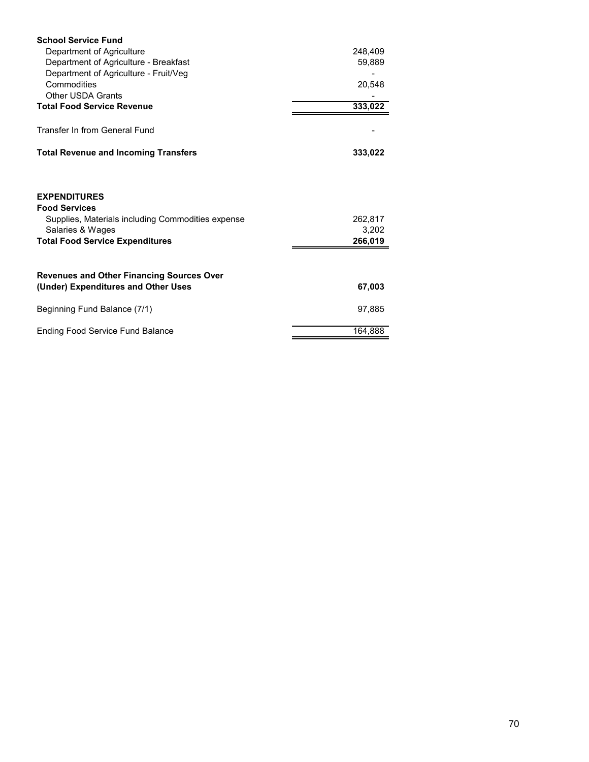| | |
|---|---|
| **School Service Fund** | |
| Department of Agriculture | 248,409 |
| Department of Agriculture - Breakfast | 59,889 |
| Department of Agriculture - Fruit/Veg | - |
| Commodities | 20,548 |
| Other USDA Grants | - |
| **Total Food Service Revenue** | **333,022** |
| | |
| Transfer In from General Fund | - |
| | |
| **Total Revenue and Incoming Transfers** | **333,022** |
| | |
| **EXPENDITURES** | |
| **Food Services** | |
| Supplies, Materials including Commodities expense | 262,817 |
| Salaries & Wages | 3,202 |
| **Total Food Service Expenditures** | **266,019** |
| | |
| **Revenues and Other Financing Sources Over (Under) Expenditures and Other Uses** | **67,003** |
| | |
| Beginning Fund Balance (7/1) | 97,885 |
| | |
| Ending Food Service Fund Balance | 164,888 |